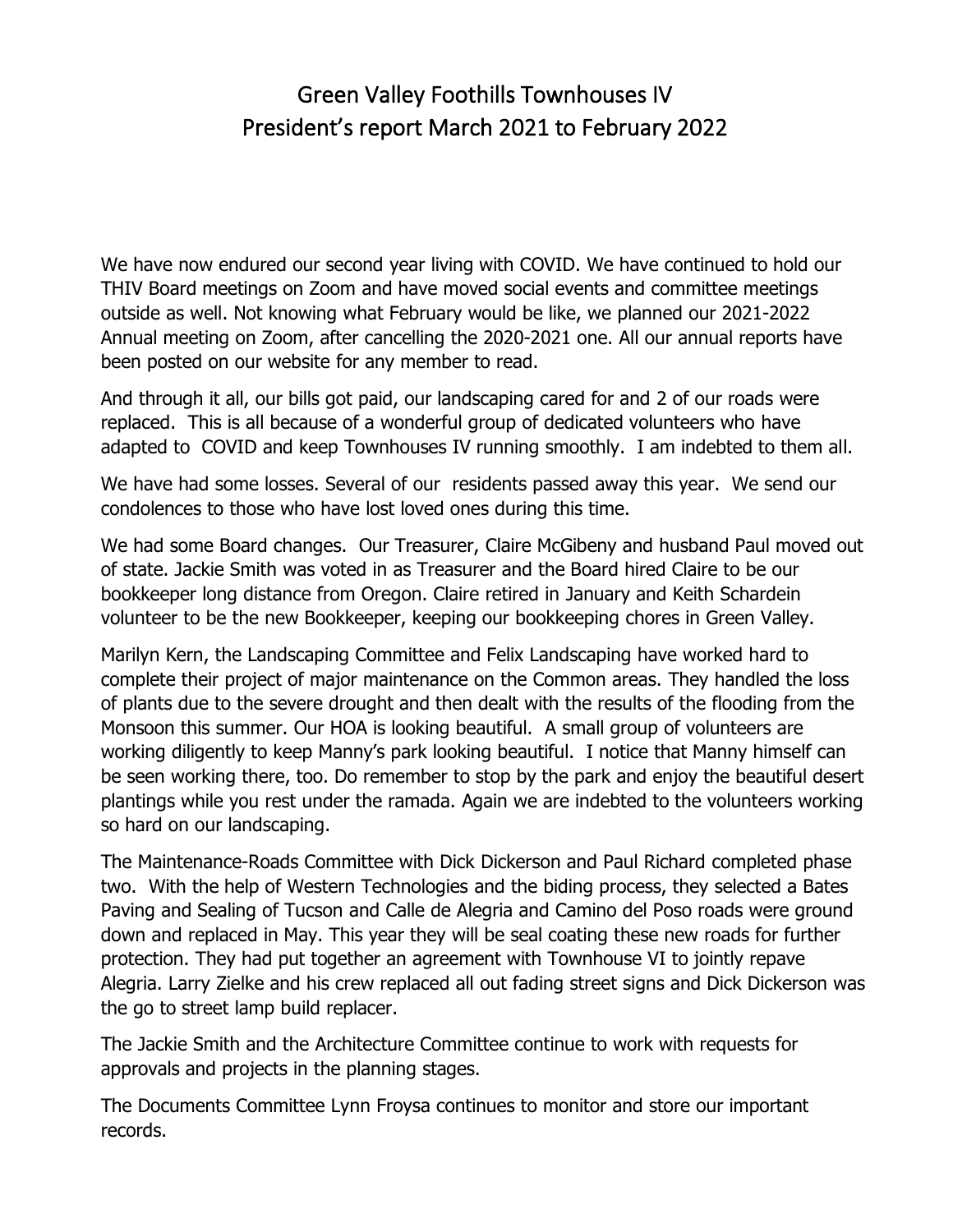# Green Valley Foothills Townhouses IV
## President's report March 2021 to February 2022

We have now endured our second year living with COVID. We have continued to hold our THIV Board meetings on Zoom and have moved social events and committee meetings outside as well. Not knowing what February would be like, we planned our 2021-2022 Annual meeting on Zoom, after cancelling the 2020-2021 one. All our annual reports have been posted on our website for any member to read.

And through it all, our bills got paid, our landscaping cared for and 2 of our roads were replaced. This is all because of a wonderful group of dedicated volunteers who have adapted to COVID and keep Townhouses IV running smoothly. I am indebted to them all.

We have had some losses. Several of our residents passed away this year. We send our condolences to those who have lost loved ones during this time.

We had some Board changes. Our Treasurer, Claire McGibeny and husband Paul moved out of state. Jackie Smith was voted in as Treasurer and the Board hired Claire to be our bookkeeper long distance from Oregon. Claire retired in January and Keith Schardein volunteer to be the new Bookkeeper, keeping our bookkeeping chores in Green Valley.

Marilyn Kern, the Landscaping Committee and Felix Landscaping have worked hard to complete their project of major maintenance on the Common areas. They handled the loss of plants due to the severe drought and then dealt with the results of the flooding from the Monsoon this summer. Our HOA is looking beautiful. A small group of volunteers are working diligently to keep Manny's park looking beautiful. I notice that Manny himself can be seen working there, too. Do remember to stop by the park and enjoy the beautiful desert plantings while you rest under the ramada. Again we are indebted to the volunteers working so hard on our landscaping.

The Maintenance-Roads Committee with Dick Dickerson and Paul Richard completed phase two. With the help of Western Technologies and the biding process, they selected a Bates Paving and Sealing of Tucson and Calle de Alegria and Camino del Poso roads were ground down and replaced in May. This year they will be seal coating these new roads for further protection. They had put together an agreement with Townhouse VI to jointly repave Alegria. Larry Zielke and his crew replaced all out fading street signs and Dick Dickerson was the go to street lamp build replacer.

The Jackie Smith and the Architecture Committee continue to work with requests for approvals and projects in the planning stages.

The Documents Committee Lynn Froysa continues to monitor and store our important records.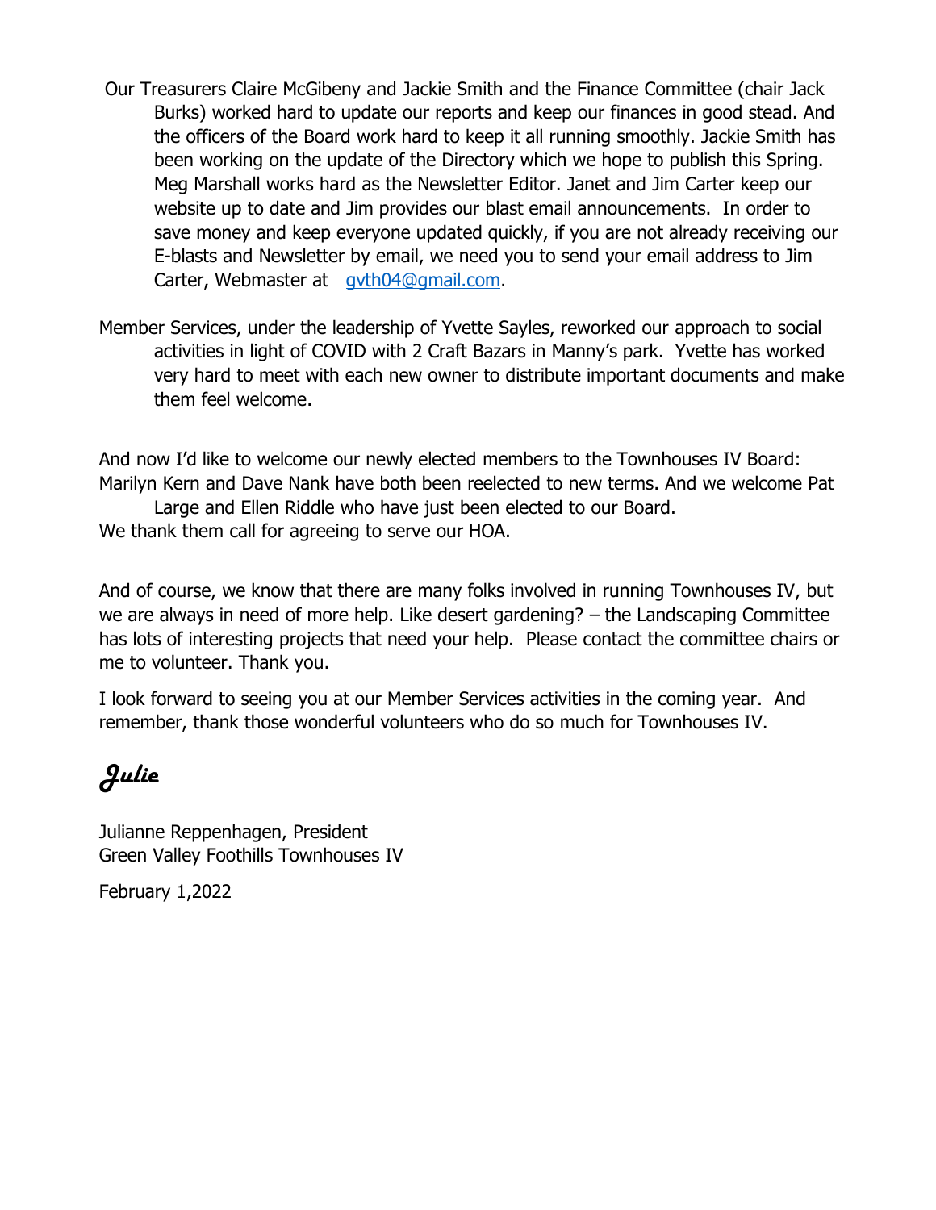Our Treasurers Claire McGibeny and Jackie Smith and the Finance Committee (chair Jack Burks) worked hard to update our reports and keep our finances in good stead. And the officers of the Board work hard to keep it all running smoothly. Jackie Smith has been working on the update of the Directory which we hope to publish this Spring. Meg Marshall works hard as the Newsletter Editor. Janet and Jim Carter keep our website up to date and Jim provides our blast email announcements. In order to save money and keep everyone updated quickly, if you are not already receiving our E-blasts and Newsletter by email, we need you to send your email address to Jim Carter, Webmaster at gvth04@gmail.com.

Member Services, under the leadership of Yvette Sayles, reworked our approach to social activities in light of COVID with 2 Craft Bazars in Manny's park. Yvette has worked very hard to meet with each new owner to distribute important documents and make them feel welcome.

And now I'd like to welcome our newly elected members to the Townhouses IV Board: Marilyn Kern and Dave Nank have both been reelected to new terms. And we welcome Pat Large and Ellen Riddle who have just been elected to our Board.
We thank them call for agreeing to serve our HOA.

And of course, we know that there are many folks involved in running Townhouses IV, but we are always in need of more help. Like desert gardening? – the Landscaping Committee has lots of interesting projects that need your help. Please contact the committee chairs or me to volunteer. Thank you.

I look forward to seeing you at our Member Services activities in the coming year. And remember, thank those wonderful volunteers who do so much for Townhouses IV.

***Julie***

Julianne Reppenhagen, President
Green Valley Foothills Townhouses IV

February 1,2022